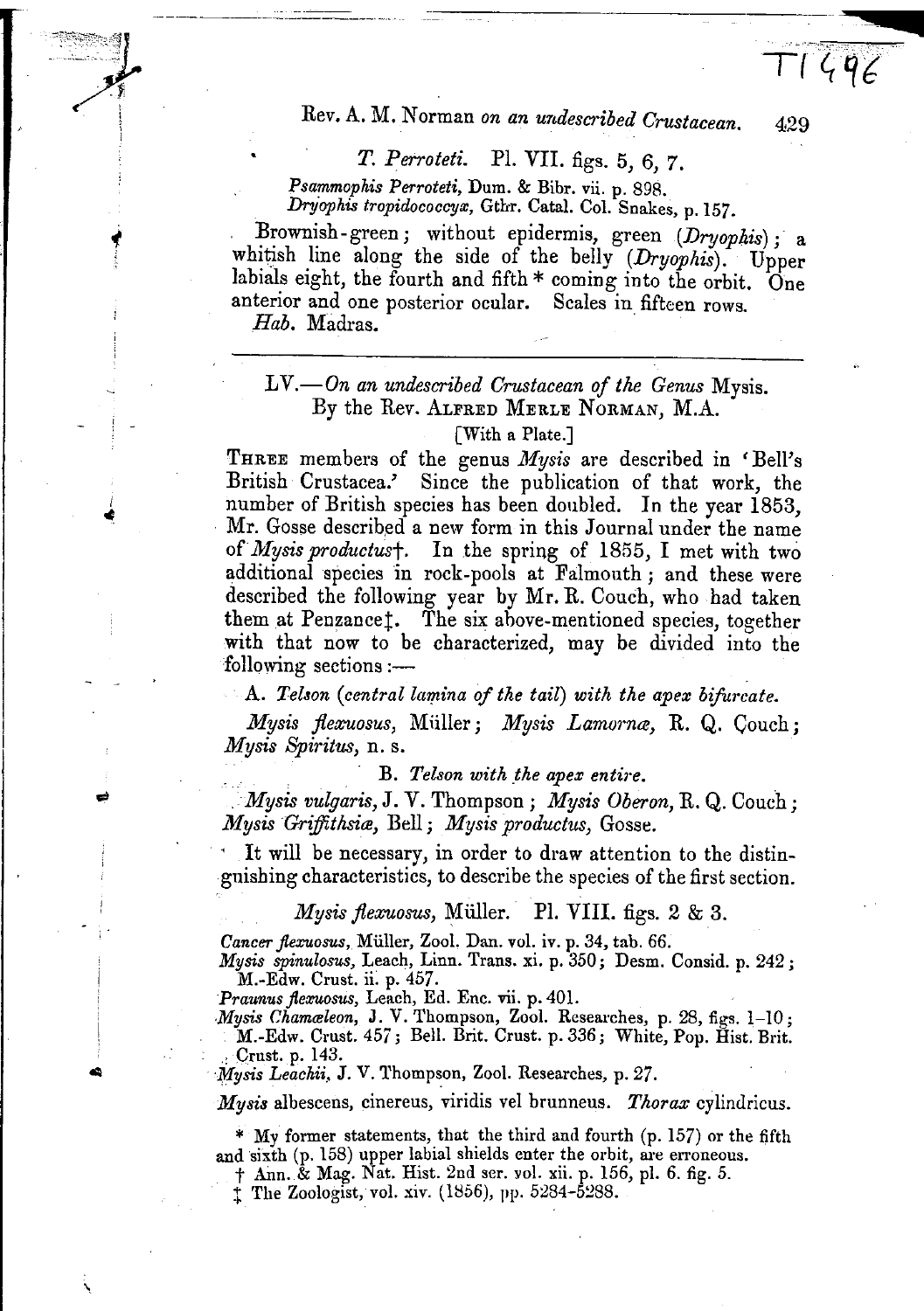*T. Perroteti.* Pl. VII. figs. 5, 6, 7.

*Psammophis Perroteti*, Dum. & Bibr. vii. p. 898.
*Dryophis tropidococcyx*, Gthr. Catal. Col. Snakes, p. 157.

Brownish-green; without epidermis, green (*Dryophis*); a whitish line along the side of the belly (*Dryophis*). Upper labials eight, the fourth and fifth * coming into the orbit. One anterior and one posterior ocular. Scales in fifteen rows.

*Hab.* Madras.

---

## LV.—*On an undescribed Crustacean of the Genus* Mysis. By the Rev. Alfred Merle Norman, M.A.

[With a Plate.]

Three members of the genus *Mysis* are described in 'Bell's British Crustacea.' Since the publication of that work, the number of British species has been doubled. In the year 1853, Mr. Gosse described a new form in this Journal under the name of *Mysis productus*†. In the spring of 1855, I met with two additional species in rock-pools at Falmouth; and these were described the following year by Mr. R. Couch, who had taken them at Penzance‡. The six above-mentioned species, together with that now to be characterized, may be divided into the following sections:—

A. *Telson (central lamina of the tail) with the apex bifurcate.*

*Mysis flexuosus*, Müller; *Mysis Lamornæ*, R. Q. Couch; *Mysis Spiritus*, n. s.

B. *Telson with the apex entire.*

*Mysis vulgaris*, J. V. Thompson; *Mysis Oberon*, R. Q. Couch; *Mysis Griffithsiæ*, Bell; *Mysis productus*, Gosse.

It will be necessary, in order to draw attention to the distinguishing characteristics, to describe the species of the first section.

*Mysis flexuosus*, Müller. Pl. VIII. figs. 2 & 3.

*Cancer flexuosus*, Müller, Zool. Dan. vol. iv. p. 34, tab. 66.
*Mysis spinulosus*, Leach, Linn. Trans. xi. p. 350; Desm. Consid. p. 242; M.-Edw. Crust. ii. p. 457.
*Praunus flexuosus*, Leach, Ed. Enc. vii. p. 401.
*Mysis Chamæleon*, J. V. Thompson, Zool. Researches, p. 28, figs. 1–10; M.-Edw. Crust. 457; Bell. Brit. Crust. p. 336; White, Pop. Hist. Brit. Crust. p. 143.
*Mysis Leachii*, J. V. Thompson, Zool. Researches, p. 27.

*Mysis* albescens, cinereus, viridis vel brunneus. *Thorax* cylindricus.

\* My former statements, that the third and fourth (p. 157) or the fifth and sixth (p. 158) upper labial shields enter the orbit, are erroneous.

† Ann. & Mag. Nat. Hist. 2nd ser. vol. xii. p. 156, pl. 6. fig. 5.

‡ The Zoologist, vol. xiv. (1856), pp. 5284-5288.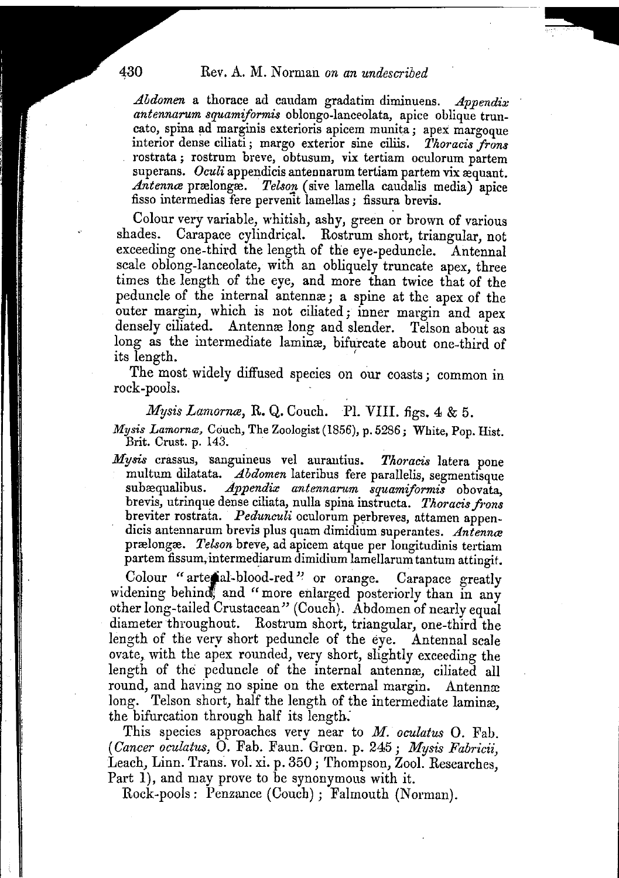*Abdomen* a thorace ad caudam gradatim diminuens. *Appendix antennarum squamiformis* oblongo-lanceolata, apice obliquè truncato, spina ad marginis exterioris apicem munita; apex margoque interior dense ciliati; margo exterior sine ciliis. *Thoracis frons* rostrata; rostrum breve, obtusum, vix tertiam oculorum partem superans. *Oculi* appendicis antennarum tertiam partem vix æquant. *Antennæ* prælongæ. *Telson* (sive lamella caudalis media) apice fisso intermedias fere pervenit lamellas; fissura brevis.

Colour very variable, whitish, ashy, green or brown of various shades. Carapace cylindrical. Rostrum short, triangular, not exceeding one-third the length of the eye-peduncle. Antennal scale oblong-lanceolate, with an obliquely truncate apex, three times the length of the eye, and more than twice that of the peduncle of the internal antennæ; a spine at the apex of the outer margin, which is not ciliated; inner margin and apex densely ciliated. Antennæ long and slender. Telson about as long as the intermediate laminæ, bifurcate about one-third of its length.

The most widely diffused species on our coasts; common in rock-pools.

*Mysis Lamornæ*, R. Q. Couch. Pl. VIII. figs. 4 & 5.

*Mysis Lamornæ*, Couch, The Zoologist (1856), p. 5286; White, Pop. Hist. Brit. Crust. p. 143.

*Mysis* crassus, sanguineus vel aurantius. *Thoracis* latera pone multum dilatata. *Abdomen* lateribus fere parallelis, segmentisque subæqualibus. *Appendix antennarum squamiformis* obovata, brevis, utrinque dense ciliata, nulla spina instructa. *Thoracis frons* breviter rostrata. *Pedunculi* oculorum perbreves, attamen appendicis antennarum brevis plus quam dimidium superantes. *Antennæ* prælongæ. *Telson* breve, ad apicem atque per longitudinis tertiam partem fissum, intermediarum dimidium lamellarum tantum attingit.

Colour "arterial-blood-red" or orange. Carapace greatly widening behind, and "more enlarged posteriorly than in any other long-tailed Crustacean" (Couch). Abdomen of nearly equal diameter throughout. Rostrum short, triangular, one-third the length of the very short peduncle of the eye. Antennal scale ovate, with the apex rounded, very short, slightly exceeding the length of the peduncle of the internal antennæ, ciliated all round, and having no spine on the external margin. Antennæ long. Telson short, half the length of the intermediate laminæ, the bifurcation through half its length.

This species approaches very near to *M. oculatus* O. Fab. (*Cancer oculatus*, O. Fab. Faun. Grœn. p. 245; *Mysis Fabricii*, Leach, Linn. Trans. vol. xi. p. 350; Thompson, Zool. Researches, Part 1), and may prove to be synonymous with it.

Rock-pools: Penzance (Couch); Falmouth (Norman).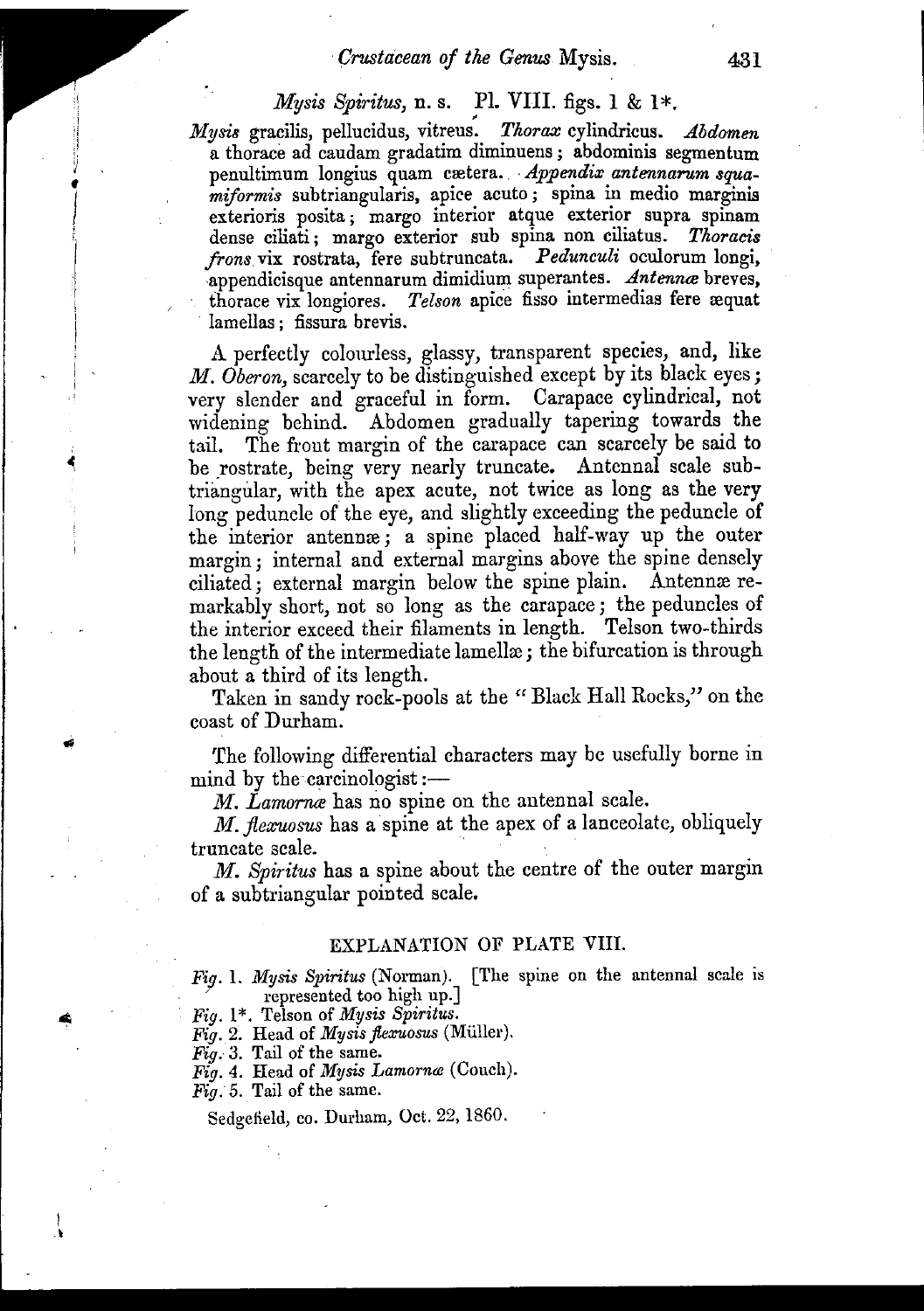### *Mysis Spiritus*, n. s. Pl. VIII. figs. 1 & 1*.

*Mysis* gracilis, pellucidus, vitreus. *Thorax* cylindricus. *Abdomen* a thorace ad caudam gradatim diminuens; abdominis segmentum penultimum longius quam cætera. *Appendix antennarum squamiformis* subtriangularis, apice acuto; spina in medio marginis exterioris posita; margo interior atque exterior supra spinam dense ciliati; margo exterior sub spina non ciliatus. *Thoracis frons* vix rostrata, fere subtruncata. *Pedunculi* oculorum longi, appendicisque antennarum dimidium superantes. *Antennæ* breves, thorace vix longiores. *Telson* apice fisso intermedias fere æquat lamellas; fissura brevis.

A perfectly colourless, glassy, transparent species, and, like *M. Oberon*, scarcely to be distinguished except by its black eyes; very slender and graceful in form. Carapace cylindrical, not widening behind. Abdomen gradually tapering towards the tail. The front margin of the carapace can scarcely be said to be rostrate, being very nearly truncate. Antennal scale subtriangular, with the apex acute, not twice as long as the very long peduncle of the eye, and slightly exceeding the peduncle of the interior antennæ; a spine placed half-way up the outer margin; internal and external margins above the spine densely ciliated; external margin below the spine plain. Antennæ remarkably short, not so long as the carapace; the peduncles of the interior exceed their filaments in length. Telson two-thirds the length of the intermediate lamellæ; the bifurcation is through about a third of its length.

Taken in sandy rock-pools at the "Black Hall Rocks," on the coast of Durham.

The following differential characters may be usefully borne in mind by the carcinologist:—

*M. Lamornæ* has no spine on the antennal scale.

*M. flexuosus* has a spine at the apex of a lanceolate, obliquely truncate scale.

*M. Spiritus* has a spine about the centre of the outer margin of a subtriangular pointed scale.

## EXPLANATION OF PLATE VIII.

*Fig.* 1. *Mysis Spiritus* (Norman). [The spine on the antennal scale is represented too high up.]

*Fig.* 1*. Telson of *Mysis Spiritus*.

*Fig.* 2. Head of *Mysis flexuosus* (Müller).

*Fig.* 3. Tail of the same.

*Fig.* 4. Head of *Mysis Lamornæ* (Couch).

*Fig.* 5. Tail of the same.

Sedgefield, co. Durham, Oct. 22, 1860.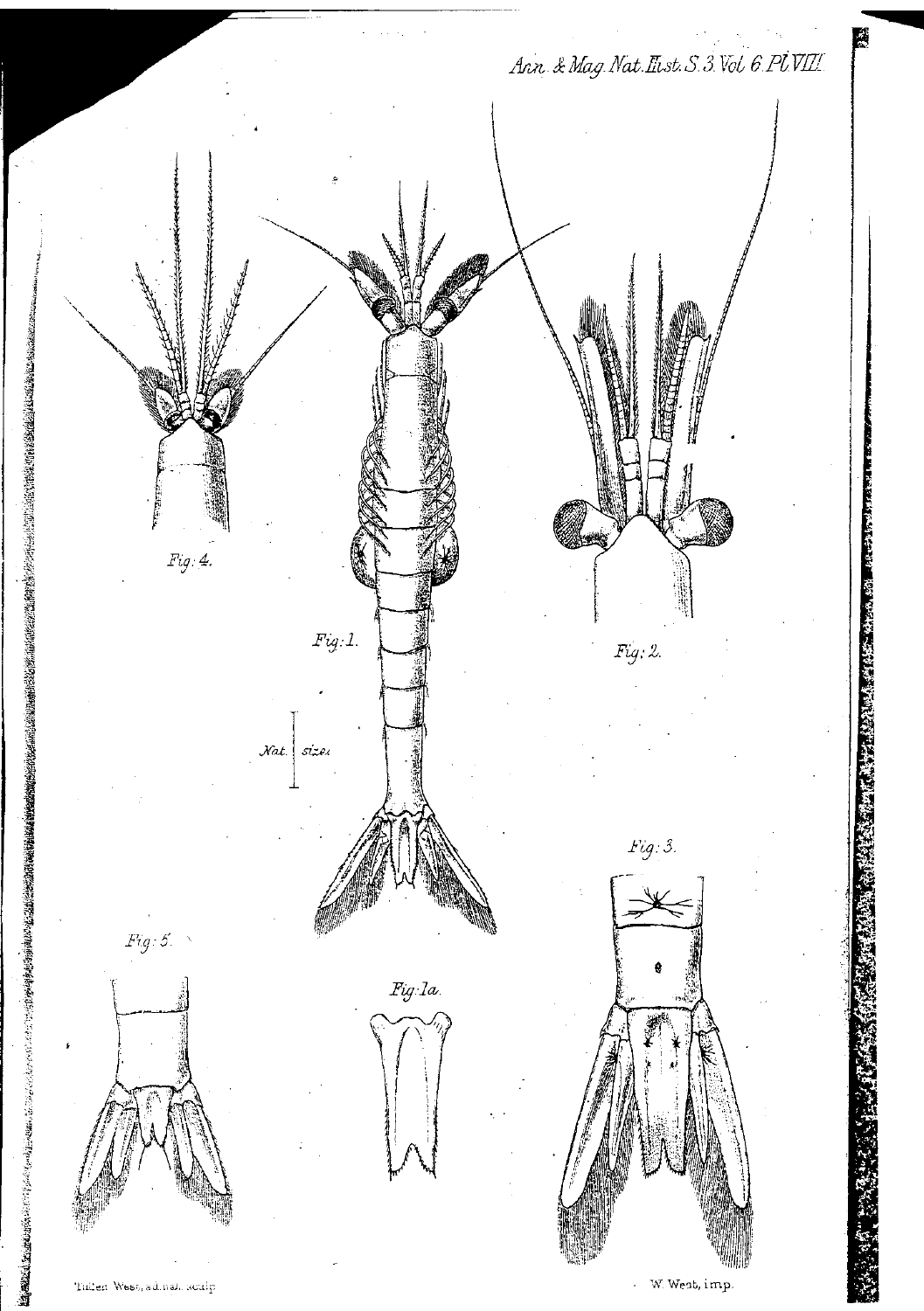Ann. & Mag. Nat. Hist. S. 3. Vol. 6. Pl. VIII.

Fig: 4.

Fig: 1.

Fig: 2.

Nat. size.

Fig: 3.

Fig: 5.

Fig: 1a.

Tuffen West, ad nat. sculp.

W. West, imp.